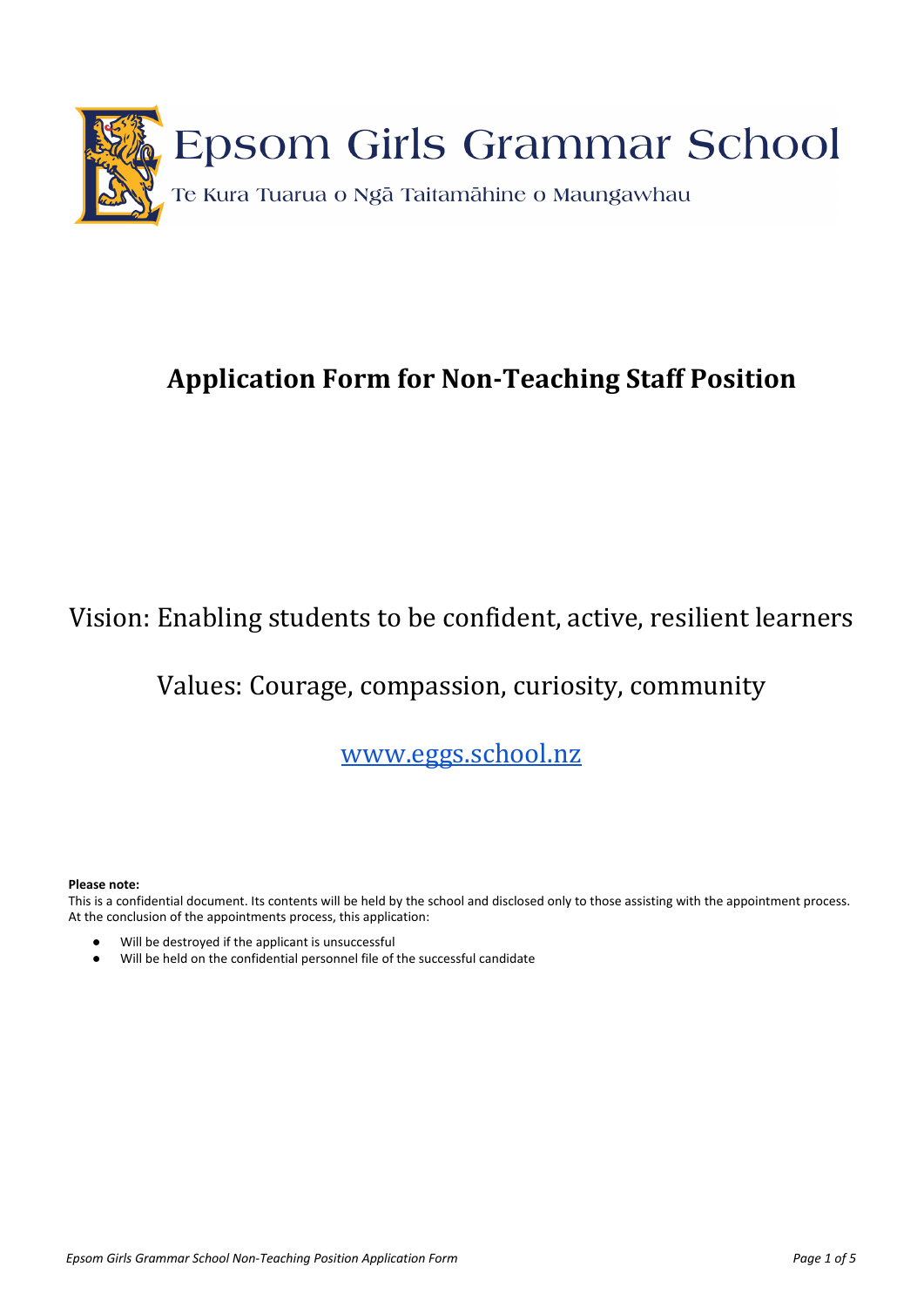Epsom Girls Grammar School

Te Kura Tuarua o Ngā Taitamāhine o Maungawhau

# Application Form for Non-Teaching Staff Position

Vision: Enabling students to be confident, active, resilient learners

Values: Courage, compassion, curiosity, community

www.eggs.school.nz

**Please note:**
This is a confidential document. Its contents will be held by the school and disclosed only to those assisting with the appointment process. At the conclusion of the appointments process, this application:

- Will be destroyed if the applicant is unsuccessful
- Will be held on the confidential personnel file of the successful candidate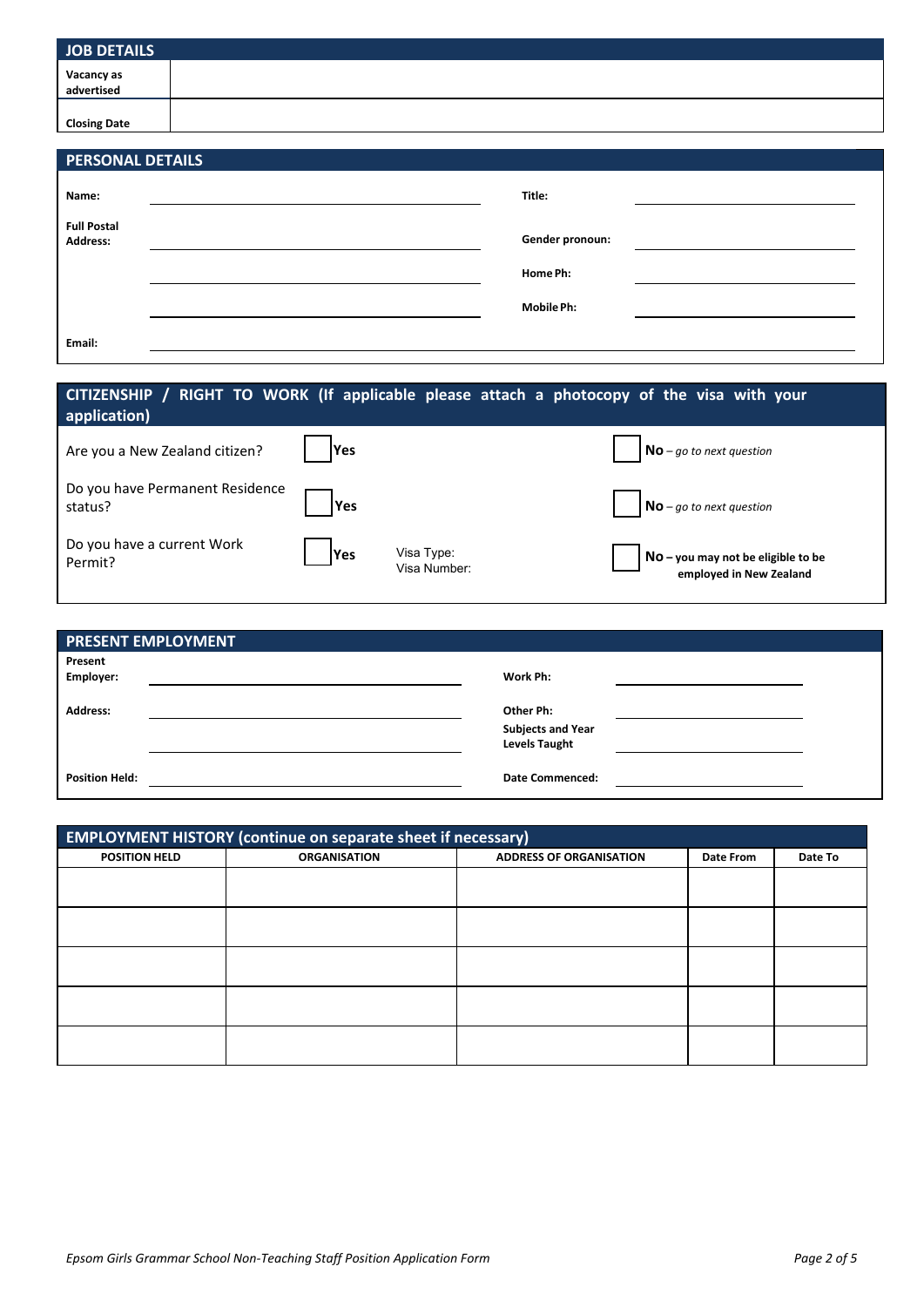## JOB DETAILS

| | |
|---|---|
| **Vacancy as advertised** | |
| **Closing Date** | |

## PERSONAL DETAILS

**Name:** ____________________ **Title:** ____________________

**Full Postal Address:** ____________________ **Gender pronoun:** ____________________

____________________ **Home Ph:** ____________________

____________________ **Mobile Ph:** ____________________

**Email:** ____________________

## CITIZENSHIP / RIGHT TO WORK (If applicable please attach a photocopy of the visa with your application)

| | | | |
|---|---|---|---|
| Are you a New Zealand citizen? | ☐ **Yes** | | ☐ **No** – *go to next question* |
| Do you have Permanent Residence status? | ☐ **Yes** | | ☐ **No** – *go to next question* |
| Do you have a current Work Permit? | ☐ **Yes** | Visa Type:<br>Visa Number: | ☐ **No – you may not be eligible to be employed in New Zealand** |

## PRESENT EMPLOYMENT

**Present Employer:** ____________________ **Work Ph:** ____________________

**Address:** ____________________ **Other Ph:** ____________________

____________________ **Subjects and Year Levels Taught** ____________________

**Position Held:** ____________________ **Date Commenced:** ____________________

## EMPLOYMENT HISTORY (continue on separate sheet if necessary)

| POSITION HELD | ORGANISATION | ADDRESS OF ORGANISATION | Date From | Date To |
|---|---|---|---|---|
| | | | | |
| | | | | |
| | | | | |
| | | | | |
| | | | | |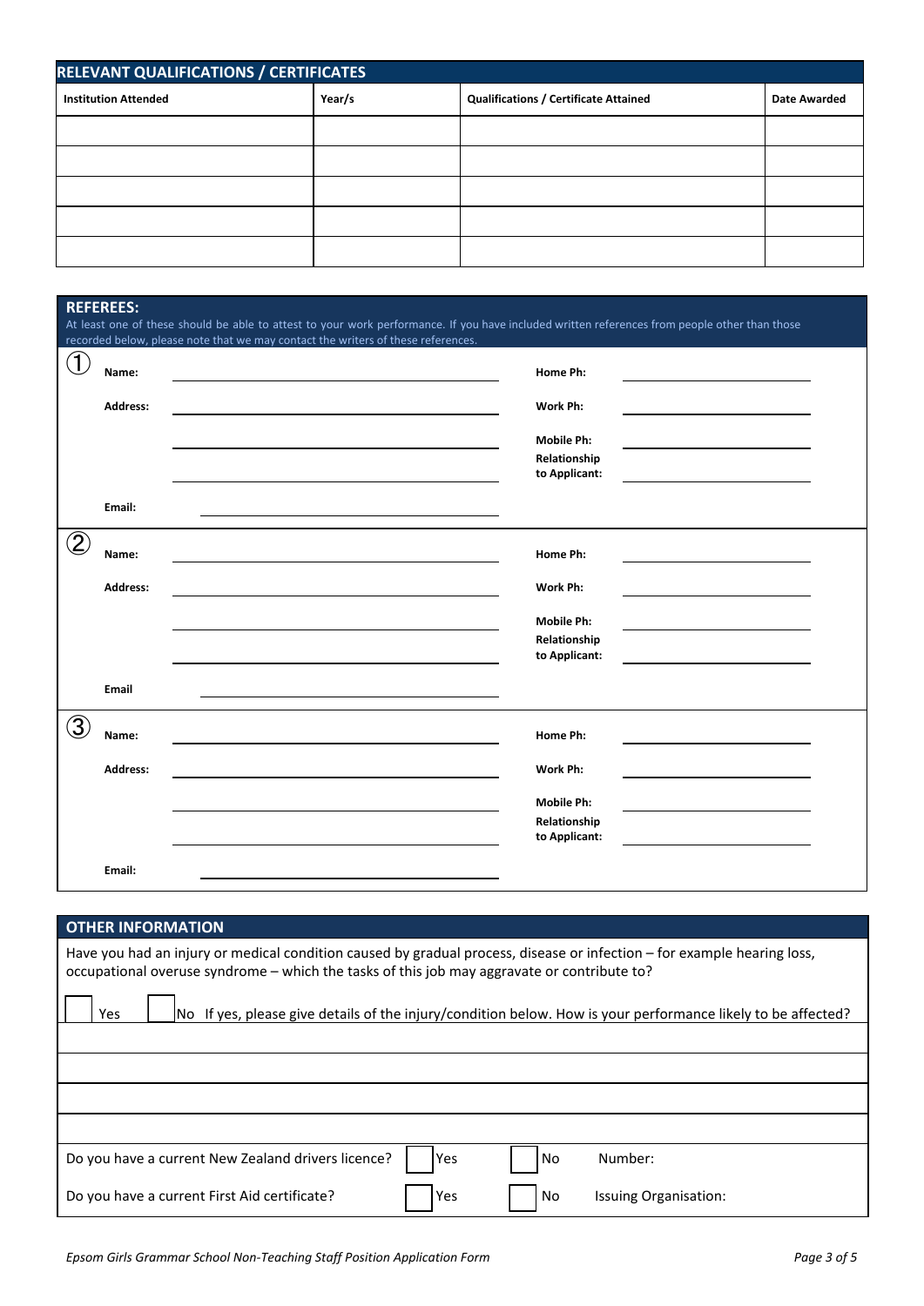## RELEVANT QUALIFICATIONS / CERTIFICATES

| Institution Attended | Year/s | Qualifications / Certificate Attained | Date Awarded |
|---|---|---|---|
| | | | |
| | | | |
| | | | |
| | | | |
| | | | |

## REFEREES:

At least one of these should be able to attest to your work performance. If you have included written references from people other than those recorded below, please note that we may contact the writers of these references.

①

**Name:** ____________________ **Home Ph:** ____________________

**Address:** ____________________ **Work Ph:** ____________________

____________________ **Mobile Ph:** ____________________

____________________ **Relationship to Applicant:** ____________________

**Email:** ____________________

②

**Name:** ____________________ **Home Ph:** ____________________

**Address:** ____________________ **Work Ph:** ____________________

____________________ **Mobile Ph:** ____________________

____________________ **Relationship to Applicant:** ____________________

**Email** ____________________

③

**Name:** ____________________ **Home Ph:** ____________________

**Address:** ____________________ **Work Ph:** ____________________

____________________ **Mobile Ph:** ____________________

____________________ **Relationship to Applicant:** ____________________

**Email:** ____________________

## OTHER INFORMATION

Have you had an injury or medical condition caused by gradual process, disease or infection – for example hearing loss, occupational overuse syndrome – which the tasks of this job may aggravate or contribute to?

☐ Yes ☐ No If yes, please give details of the injury/condition below. How is your performance likely to be affected?

____________________

____________________

____________________

____________________

Do you have a current New Zealand drivers licence? ☐ Yes ☐ No Number:

Do you have a current First Aid certificate? ☐ Yes ☐ No Issuing Organisation: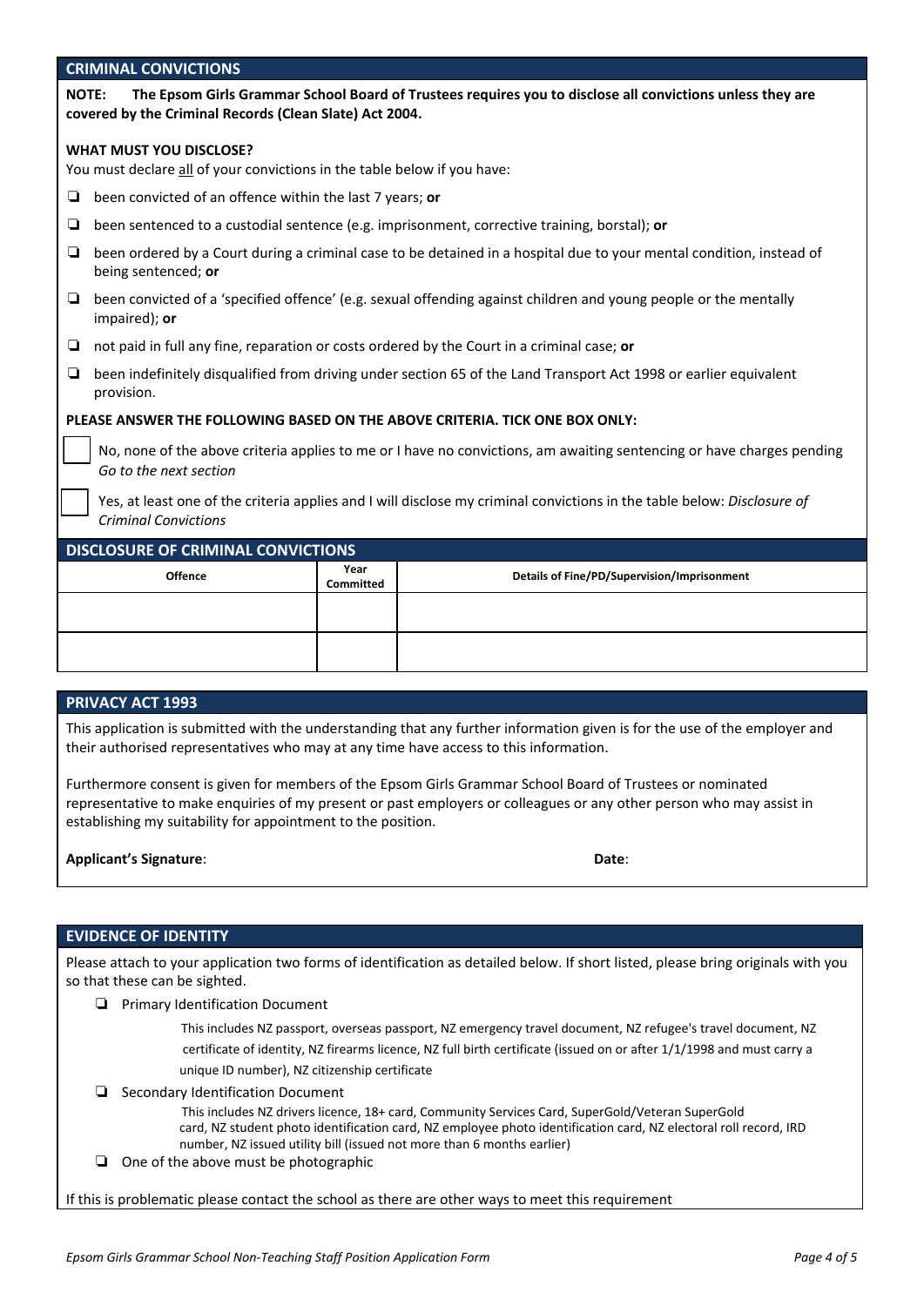## CRIMINAL CONVICTIONS

**NOTE: The Epsom Girls Grammar School Board of Trustees requires you to disclose all convictions unless they are covered by the Criminal Records (Clean Slate) Act 2004.**

**WHAT MUST YOU DISCLOSE?**

You must declare all of your convictions in the table below if you have:

- ❑ been convicted of an offence within the last 7 years; **or**
- ❑ been sentenced to a custodial sentence (e.g. imprisonment, corrective training, borstal); **or**
- ❑ been ordered by a Court during a criminal case to be detained in a hospital due to your mental condition, instead of being sentenced; **or**
- ❑ been convicted of a 'specified offence' (e.g. sexual offending against children and young people or the mentally impaired); **or**
- ❑ not paid in full any fine, reparation or costs ordered by the Court in a criminal case; **or**
- ❑ been indefinitely disqualified from driving under section 65 of the Land Transport Act 1998 or earlier equivalent provision.

**PLEASE ANSWER THE FOLLOWING BASED ON THE ABOVE CRITERIA. TICK ONE BOX ONLY:**

☐ No, none of the above criteria applies to me or I have no convictions, am awaiting sentencing or have charges pending *Go to the next section*

☐ Yes, at least one of the criteria applies and I will disclose my criminal convictions in the table below: *Disclosure of Criminal Convictions*

## DISCLOSURE OF CRIMINAL CONVICTIONS

| Offence | Year Committed | Details of Fine/PD/Supervision/Imprisonment |
|---|---|---|
| | | |
| | | |

## PRIVACY ACT 1993

This application is submitted with the understanding that any further information given is for the use of the employer and their authorised representatives who may at any time have access to this information.

Furthermore consent is given for members of the Epsom Girls Grammar School Board of Trustees or nominated representative to make enquiries of my present or past employers or colleagues or any other person who may assist in establishing my suitability for appointment to the position.

**Applicant's Signature**: **Date**:

## EVIDENCE OF IDENTITY

Please attach to your application two forms of identification as detailed below. If short listed, please bring originals with you so that these can be sighted.

- ❑ Primary Identification Document

  This includes NZ passport, overseas passport, NZ emergency travel document, NZ refugee's travel document, NZ certificate of identity, NZ firearms licence, NZ full birth certificate (issued on or after 1/1/1998 and must carry a unique ID number), NZ citizenship certificate

- ❑ Secondary Identification Document

  This includes NZ drivers licence, 18+ card, Community Services Card, SuperGold/Veteran SuperGold card, NZ student photo identification card, NZ employee photo identification card, NZ electoral roll record, IRD number, NZ issued utility bill (issued not more than 6 months earlier)

- ❑ One of the above must be photographic

If this is problematic please contact the school as there are other ways to meet this requirement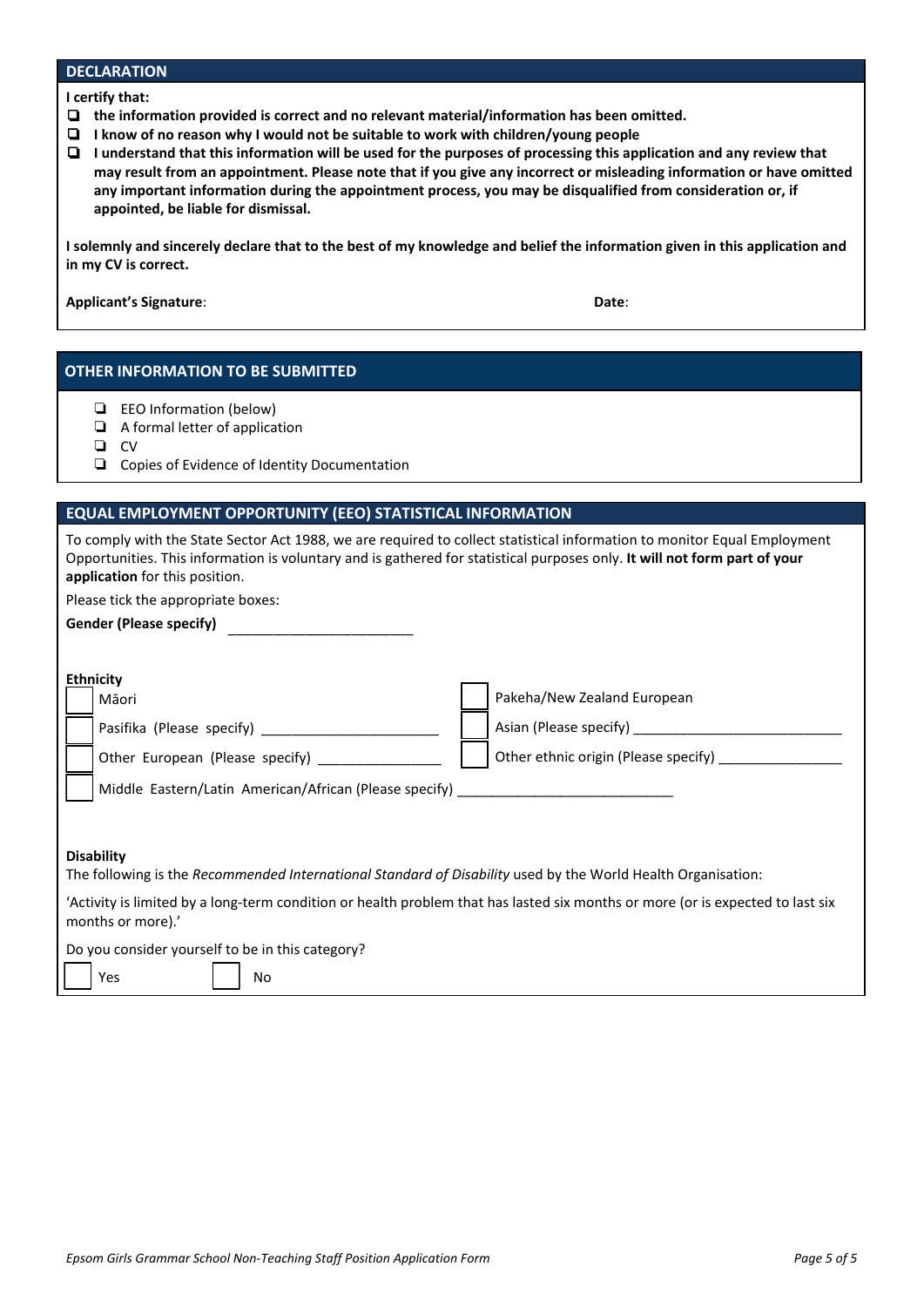## DECLARATION

**I certify that:**

- ❑ **the information provided is correct and no relevant material/information has been omitted.**
- ❑ **I know of no reason why I would not be suitable to work with children/young people**
- ❑ **I understand that this information will be used for the purposes of processing this application and any review that may result from an appointment. Please note that if you give any incorrect or misleading information or have omitted any important information during the appointment process, you may be disqualified from consideration or, if appointed, be liable for dismissal.**

**I solemnly and sincerely declare that to the best of my knowledge and belief the information given in this application and in my CV is correct.**

**Applicant's Signature**: **Date**:

## OTHER INFORMATION TO BE SUBMITTED

- ❑ EEO Information (below)
- ❑ A formal letter of application
- ❑ CV
- ❑ Copies of Evidence of Identity Documentation

## EQUAL EMPLOYMENT OPPORTUNITY (EEO) STATISTICAL INFORMATION

To comply with the State Sector Act 1988, we are required to collect statistical information to monitor Equal Employment Opportunities. This information is voluntary and is gathered for statistical purposes only. **It will not form part of your application** for this position.

Please tick the appropriate boxes:

**Gender (Please specify)** ________________________

**Ethnicity**

- ☐ Māori
- ☐ Pakeha/New Zealand European
- ☐ Pasifika (Please specify) ________________________
- ☐ Asian (Please specify) ____________________________
- ☐ Other European (Please specify) ________________
- ☐ Other ethnic origin (Please specify) ________________
- ☐ Middle Eastern/Latin American/African (Please specify) ____________________________

**Disability**

The following is the *Recommended International Standard of Disability* used by the World Health Organisation:

'Activity is limited by a long-term condition or health problem that has lasted six months or more (or is expected to last six months or more).'

Do you consider yourself to be in this category?

☐ Yes ☐ No